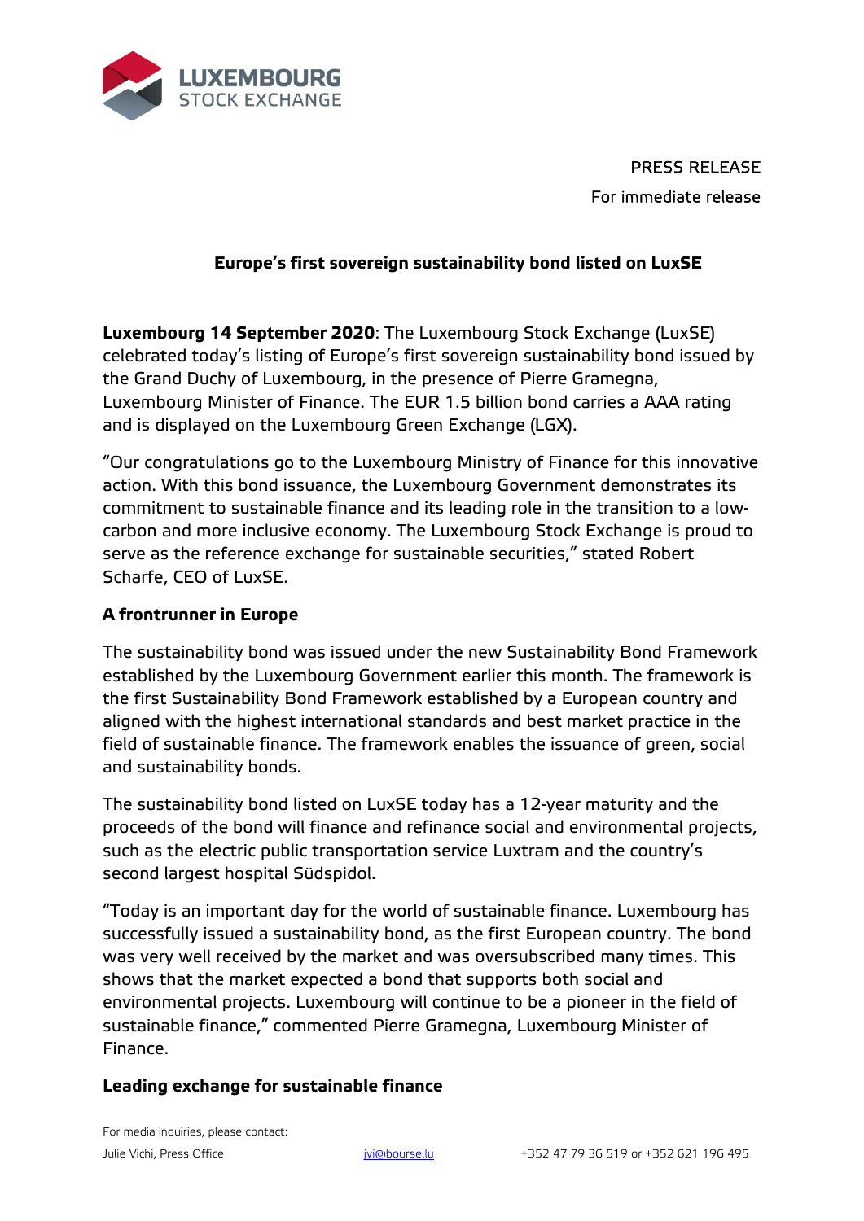PRESS RELEASE

For immediate release

# Europe's first sovereign sustainability bond listed on LuxSE

**Luxembourg 14 September 2020**: The Luxembourg Stock Exchange (LuxSE) celebrated today's listing of Europe's first sovereign sustainability bond issued by the Grand Duchy of Luxembourg, in the presence of Pierre Gramegna, Luxembourg Minister of Finance. The EUR 1.5 billion bond carries a AAA rating and is displayed on the Luxembourg Green Exchange (LGX).

"Our congratulations go to the Luxembourg Ministry of Finance for this innovative action. With this bond issuance, the Luxembourg Government demonstrates its commitment to sustainable finance and its leading role in the transition to a low-carbon and more inclusive economy. The Luxembourg Stock Exchange is proud to serve as the reference exchange for sustainable securities," stated Robert Scharfe, CEO of LuxSE.

## A frontrunner in Europe

The sustainability bond was issued under the new Sustainability Bond Framework established by the Luxembourg Government earlier this month. The framework is the first Sustainability Bond Framework established by a European country and aligned with the highest international standards and best market practice in the field of sustainable finance. The framework enables the issuance of green, social and sustainability bonds.

The sustainability bond listed on LuxSE today has a 12-year maturity and the proceeds of the bond will finance and refinance social and environmental projects, such as the electric public transportation service Luxtram and the country's second largest hospital Südspidol.

"Today is an important day for the world of sustainable finance. Luxembourg has successfully issued a sustainability bond, as the first European country. The bond was very well received by the market and was oversubscribed many times. This shows that the market expected a bond that supports both social and environmental projects. Luxembourg will continue to be a pioneer in the field of sustainable finance," commented Pierre Gramegna, Luxembourg Minister of Finance.

## Leading exchange for sustainable finance

For media inquiries, please contact:

Julie Vichi, Press Office jvi@bourse.lu +352 47 79 36 519 or +352 621 196 495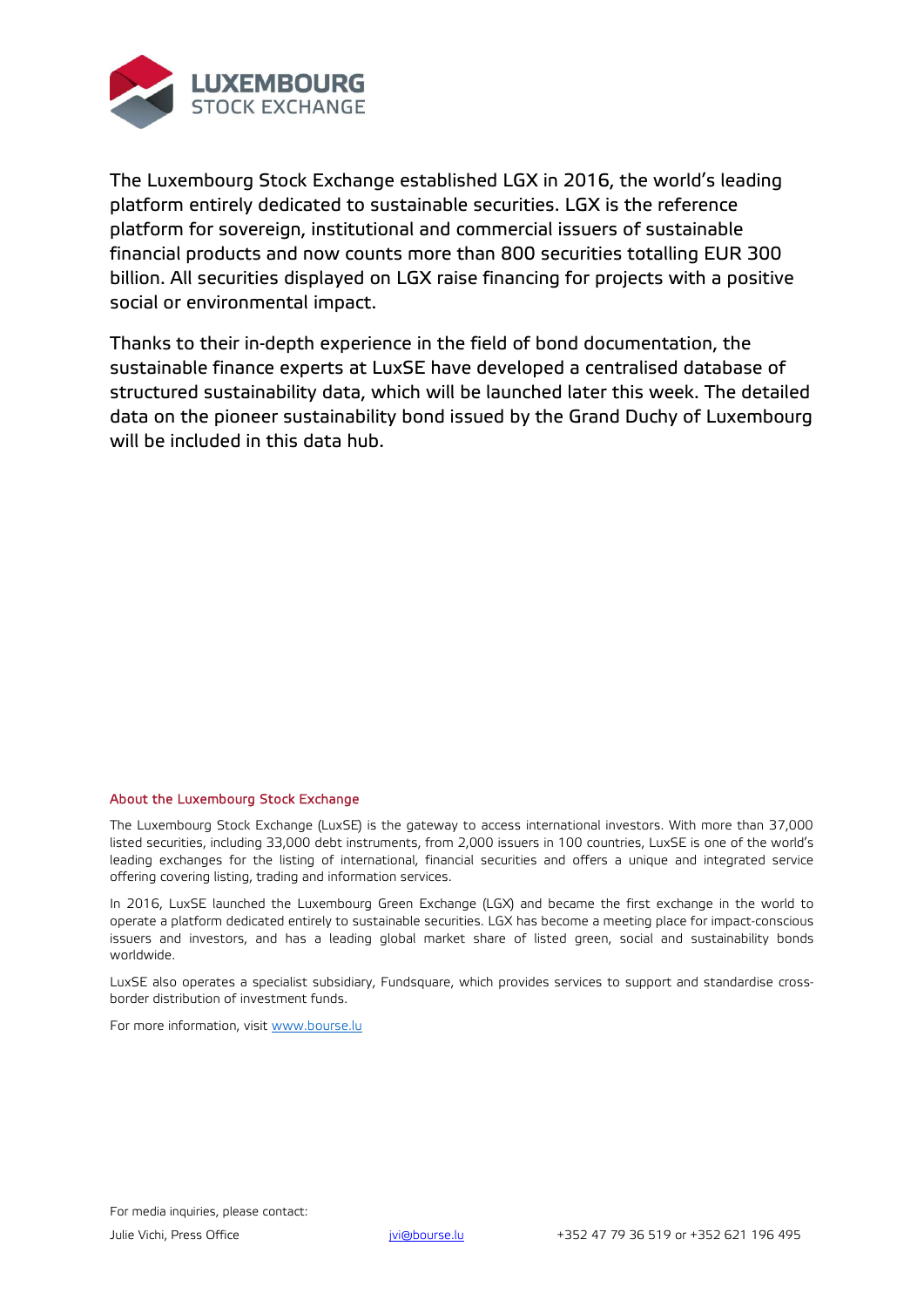The Luxembourg Stock Exchange established LGX in 2016, the world's leading platform entirely dedicated to sustainable securities. LGX is the reference platform for sovereign, institutional and commercial issuers of sustainable financial products and now counts more than 800 securities totalling EUR 300 billion. All securities displayed on LGX raise financing for projects with a positive social or environmental impact.

Thanks to their in-depth experience in the field of bond documentation, the sustainable finance experts at LuxSE have developed a centralised database of structured sustainability data, which will be launched later this week. The detailed data on the pioneer sustainability bond issued by the Grand Duchy of Luxembourg will be included in this data hub.

### About the Luxembourg Stock Exchange

The Luxembourg Stock Exchange (LuxSE) is the gateway to access international investors. With more than 37,000 listed securities, including 33,000 debt instruments, from 2,000 issuers in 100 countries, LuxSE is one of the world's leading exchanges for the listing of international, financial securities and offers a unique and integrated service offering covering listing, trading and information services.

In 2016, LuxSE launched the Luxembourg Green Exchange (LGX) and became the first exchange in the world to operate a platform dedicated entirely to sustainable securities. LGX has become a meeting place for impact-conscious issuers and investors, and has a leading global market share of listed green, social and sustainability bonds worldwide.

LuxSE also operates a specialist subsidiary, Fundsquare, which provides services to support and standardise cross-border distribution of investment funds.

For more information, visit www.bourse.lu

For media inquiries, please contact:

Julie Vichi, Press Office jvi@bourse.lu +352 47 79 36 519 or +352 621 196 495